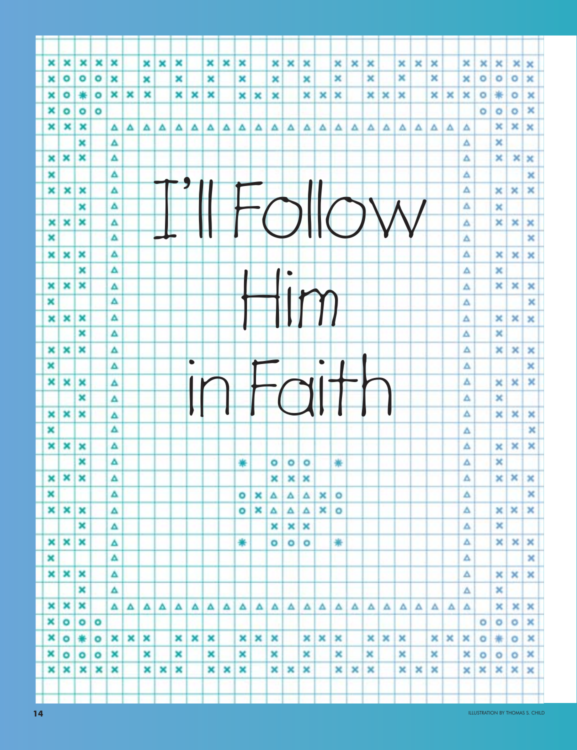# I'll Follow Him in Faith

ILLUSTRATION BY THOMAS S. CHILD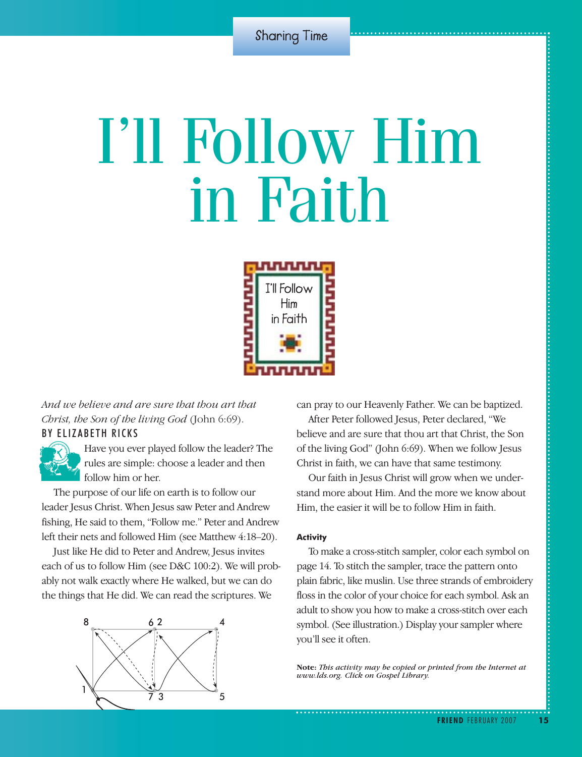Sharing Time

# I'll Follow Him in Faith

*And we believe and are sure that thou art that Christ, the Son of the living God* (John 6:69).

BY ELIZABETH RICKS

Have you ever played follow the leader? The rules are simple: choose a leader and then follow him or her.

The purpose of our life on earth is to follow our leader Jesus Christ. When Jesus saw Peter and Andrew fishing, He said to them, "Follow me." Peter and Andrew left their nets and followed Him (see Matthew 4:18–20).

Just like He did to Peter and Andrew, Jesus invites each of us to follow Him (see D&C 100:2). We will probably not walk exactly where He walked, but we can do the things that He did. We can read the scriptures. We can pray to our Heavenly Father. We can be baptized.

After Peter followed Jesus, Peter declared, "We believe and are sure that thou art that Christ, the Son of the living God" (John 6:69). When we follow Jesus Christ in faith, we can have that same testimony.

Our faith in Jesus Christ will grow when we understand more about Him. And the more we know about Him, the easier it will be to follow Him in faith.

**Activity**

To make a cross-stitch sampler, color each symbol on page 14. To stitch the sampler, trace the pattern onto plain fabric, like muslin. Use three strands of embroidery floss in the color of your choice for each symbol. Ask an adult to show you how to make a cross-stitch over each symbol. (See illustration.) Display your sampler where you'll see it often.

**Note:** *This activity may be copied or printed from the Internet at www.lds.org. Click on Gospel Library.*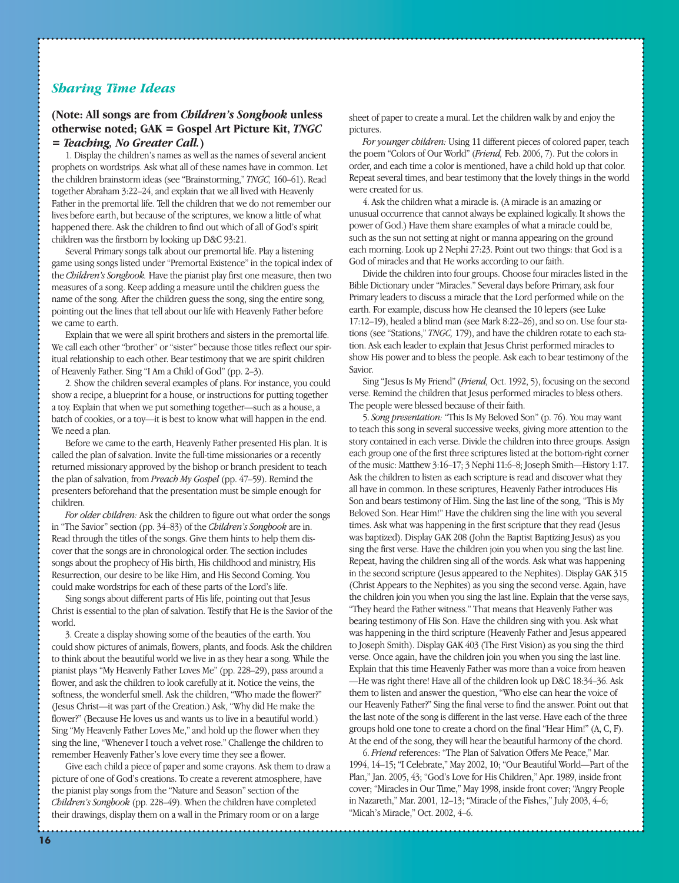## *Sharing Time Ideas*

**(Note: All songs are from *Children's Songbook* unless otherwise noted; GAK = Gospel Art Picture Kit, *TNGC* = *Teaching, No Greater Call.*)**

1. Display the children's names as well as the names of several ancient prophets on wordstrips. Ask what all of these names have in common. Let the children brainstorm ideas (see "Brainstorming," *TNGC,* 160–61). Read together Abraham 3:22–24, and explain that we all lived with Heavenly Father in the premortal life. Tell the children that we do not remember our lives before earth, but because of the scriptures, we know a little of what happened there. Ask the children to find out which of all of God's spirit children was the firstborn by looking up D&C 93:21.

Several Primary songs talk about our premortal life. Play a listening game using songs listed under "Premortal Existence" in the topical index of the *Children's Songbook.* Have the pianist play first one measure, then two measures of a song. Keep adding a measure until the children guess the name of the song. After the children guess the song, sing the entire song, pointing out the lines that tell about our life with Heavenly Father before we came to earth.

Explain that we were all spirit brothers and sisters in the premortal life. We call each other "brother" or "sister" because those titles reflect our spiritual relationship to each other. Bear testimony that we are spirit children of Heavenly Father. Sing "I Am a Child of God" (pp. 2–3).

2. Show the children several examples of plans. For instance, you could show a recipe, a blueprint for a house, or instructions for putting together a toy. Explain that when we put something together—such as a house, a batch of cookies, or a toy—it is best to know what will happen in the end. We need a plan.

Before we came to the earth, Heavenly Father presented His plan. It is called the plan of salvation. Invite the full-time missionaries or a recently returned missionary approved by the bishop or branch president to teach the plan of salvation, from *Preach My Gospel* (pp. 47–59). Remind the presenters beforehand that the presentation must be simple enough for children.

*For older children:* Ask the children to figure out what order the songs in "The Savior" section (pp. 34–83) of the *Children's Songbook* are in. Read through the titles of the songs. Give them hints to help them discover that the songs are in chronological order. The section includes songs about the prophecy of His birth, His childhood and ministry, His Resurrection, our desire to be like Him, and His Second Coming. You could make wordstrips for each of these parts of the Lord's life.

Sing songs about different parts of His life, pointing out that Jesus Christ is essential to the plan of salvation. Testify that He is the Savior of the world.

3. Create a display showing some of the beauties of the earth. You could show pictures of animals, flowers, plants, and foods. Ask the children to think about the beautiful world we live in as they hear a song. While the pianist plays "My Heavenly Father Loves Me" (pp. 228–29), pass around a flower, and ask the children to look carefully at it. Notice the veins, the softness, the wonderful smell. Ask the children, "Who made the flower?" (Jesus Christ—it was part of the Creation.) Ask, "Why did He make the flower?" (Because He loves us and wants us to live in a beautiful world.) Sing "My Heavenly Father Loves Me," and hold up the flower when they sing the line, "Whenever I touch a velvet rose." Challenge the children to remember Heavenly Father's love every time they see a flower.

Give each child a piece of paper and some crayons. Ask them to draw a picture of one of God's creations. To create a reverent atmosphere, have the pianist play songs from the "Nature and Season" section of the *Children's Songbook* (pp. 228–49). When the children have completed their drawings, display them on a wall in the Primary room or on a large sheet of paper to create a mural. Let the children walk by and enjoy the pictures.

*For younger children:* Using 11 different pieces of colored paper, teach the poem "Colors of Our World" (*Friend,* Feb. 2006, 7). Put the colors in order, and each time a color is mentioned, have a child hold up that color. Repeat several times, and bear testimony that the lovely things in the world were created for us.

4. Ask the children what a miracle is. (A miracle is an amazing or unusual occurrence that cannot always be explained logically. It shows the power of God.) Have them share examples of what a miracle could be, such as the sun not setting at night or manna appearing on the ground each morning. Look up 2 Nephi 27:23. Point out two things: that God is a God of miracles and that He works according to our faith.

Divide the children into four groups. Choose four miracles listed in the Bible Dictionary under "Miracles." Several days before Primary, ask four Primary leaders to discuss a miracle that the Lord performed while on the earth. For example, discuss how He cleansed the 10 lepers (see Luke 17:12–19), healed a blind man (see Mark 8:22–26), and so on. Use four stations (see "Stations," *TNGC,* 179), and have the children rotate to each station. Ask each leader to explain that Jesus Christ performed miracles to show His power and to bless the people. Ask each to bear testimony of the Savior.

Sing "Jesus Is My Friend" (*Friend,* Oct. 1992, 5), focusing on the second verse. Remind the children that Jesus performed miracles to bless others. The people were blessed because of their faith.

5. *Song presentation:* "This Is My Beloved Son" (p. 76). You may want to teach this song in several successive weeks, giving more attention to the story contained in each verse. Divide the children into three groups. Assign each group one of the first three scriptures listed at the bottom-right corner of the music: Matthew 3:16–17; 3 Nephi 11:6–8; Joseph Smith—History 1:17. Ask the children to listen as each scripture is read and discover what they all have in common. In these scriptures, Heavenly Father introduces His Son and bears testimony of Him. Sing the last line of the song, "This is My Beloved Son. Hear Him!" Have the children sing the line with you several times. Ask what was happening in the first scripture that they read (Jesus was baptized). Display GAK 208 (John the Baptist Baptizing Jesus) as you sing the first verse. Have the children join you when you sing the last line. Repeat, having the children sing all of the words. Ask what was happening in the second scripture (Jesus appeared to the Nephites). Display GAK 315 (Christ Appears to the Nephites) as you sing the second verse. Again, have the children join you when you sing the last line. Explain that the verse says, "They heard the Father witness." That means that Heavenly Father was bearing testimony of His Son. Have the children sing with you. Ask what was happening in the third scripture (Heavenly Father and Jesus appeared to Joseph Smith). Display GAK 403 (The First Vision) as you sing the third verse. Once again, have the children join you when you sing the last line. Explain that this time Heavenly Father was more than a voice from heaven—He was right there! Have all of the children look up D&C 18:34–36. Ask them to listen and answer the question, "Who else can hear the voice of our Heavenly Father?" Sing the final verse to find the answer. Point out that the last note of the song is different in the last verse. Have each of the three groups hold one tone to create a chord on the final "Hear Him!" (A, C, F). At the end of the song, they will hear the beautiful harmony of the chord.

6. *Friend* references: "The Plan of Salvation Offers Me Peace," Mar. 1994, 14–15; "I Celebrate," May 2002, 10; "Our Beautiful World—Part of the Plan," Jan. 2005, 43; "God's Love for His Children," Apr. 1989, inside front cover; "Miracles in Our Time," May 1998, inside front cover; "Angry People in Nazareth," Mar. 2001, 12–13; "Miracle of the Fishes," July 2003, 4–6; "Micah's Miracle," Oct. 2002, 4–6.